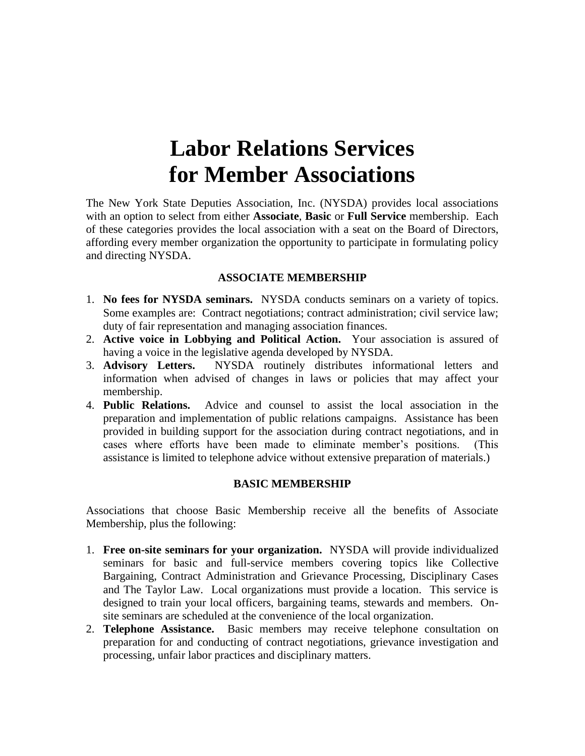# Labor Relations Services for Member Associations

The New York State Deputies Association, Inc. (NYSDA) provides local associations with an option to select from either **Associate**, **Basic** or **Full Service** membership. Each of these categories provides the local association with a seat on the Board of Directors, affording every member organization the opportunity to participate in formulating policy and directing NYSDA.

## ASSOCIATE MEMBERSHIP

1. **No fees for NYSDA seminars.** NYSDA conducts seminars on a variety of topics. Some examples are: Contract negotiations; contract administration; civil service law; duty of fair representation and managing association finances.
2. **Active voice in Lobbying and Political Action.** Your association is assured of having a voice in the legislative agenda developed by NYSDA.
3. **Advisory Letters.** NYSDA routinely distributes informational letters and information when advised of changes in laws or policies that may affect your membership.
4. **Public Relations.** Advice and counsel to assist the local association in the preparation and implementation of public relations campaigns. Assistance has been provided in building support for the association during contract negotiations, and in cases where efforts have been made to eliminate member's positions. (This assistance is limited to telephone advice without extensive preparation of materials.)

## BASIC MEMBERSHIP

Associations that choose Basic Membership receive all the benefits of Associate Membership, plus the following:

1. **Free on-site seminars for your organization.** NYSDA will provide individualized seminars for basic and full-service members covering topics like Collective Bargaining, Contract Administration and Grievance Processing, Disciplinary Cases and The Taylor Law. Local organizations must provide a location. This service is designed to train your local officers, bargaining teams, stewards and members. On-site seminars are scheduled at the convenience of the local organization.
2. **Telephone Assistance.** Basic members may receive telephone consultation on preparation for and conducting of contract negotiations, grievance investigation and processing, unfair labor practices and disciplinary matters.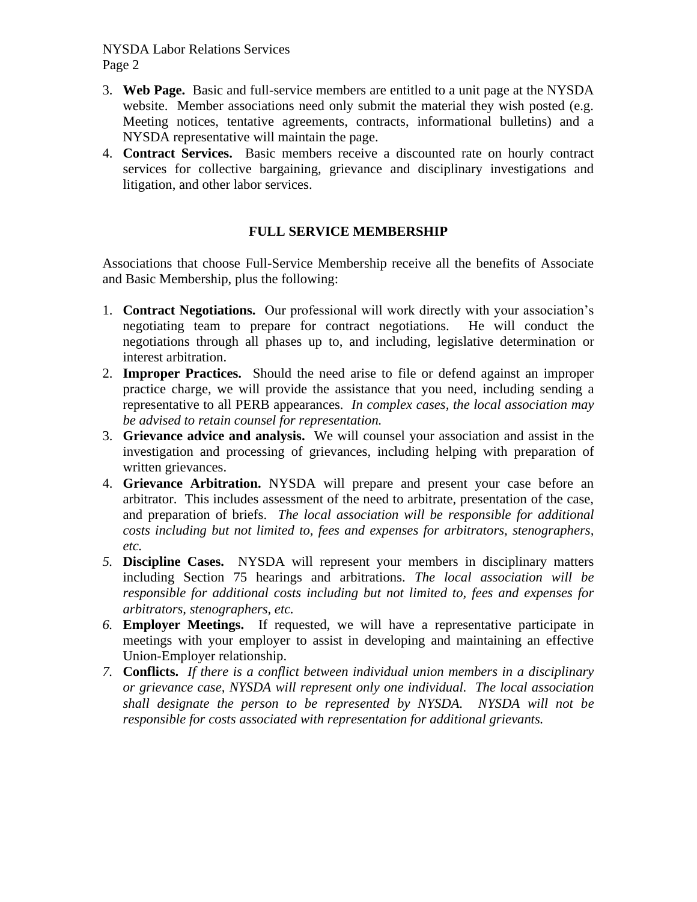3. **Web Page.** Basic and full-service members are entitled to a unit page at the NYSDA website. Member associations need only submit the material they wish posted (e.g. Meeting notices, tentative agreements, contracts, informational bulletins) and a NYSDA representative will maintain the page.
4. **Contract Services.** Basic members receive a discounted rate on hourly contract services for collective bargaining, grievance and disciplinary investigations and litigation, and other labor services.

## FULL SERVICE MEMBERSHIP

Associations that choose Full-Service Membership receive all the benefits of Associate and Basic Membership, plus the following:

1. **Contract Negotiations.** Our professional will work directly with your association's negotiating team to prepare for contract negotiations. He will conduct the negotiations through all phases up to, and including, legislative determination or interest arbitration.
2. **Improper Practices.** Should the need arise to file or defend against an improper practice charge, we will provide the assistance that you need, including sending a representative to all PERB appearances. *In complex cases, the local association may be advised to retain counsel for representation.*
3. **Grievance advice and analysis.** We will counsel your association and assist in the investigation and processing of grievances, including helping with preparation of written grievances.
4. **Grievance Arbitration.** NYSDA will prepare and present your case before an arbitrator. This includes assessment of the need to arbitrate, presentation of the case, and preparation of briefs. *The local association will be responsible for additional costs including but not limited to, fees and expenses for arbitrators, stenographers, etc.*
5. **Discipline Cases.** NYSDA will represent your members in disciplinary matters including Section 75 hearings and arbitrations. *The local association will be responsible for additional costs including but not limited to, fees and expenses for arbitrators, stenographers, etc.*
6. **Employer Meetings.** If requested, we will have a representative participate in meetings with your employer to assist in developing and maintaining an effective Union-Employer relationship.
7. **Conflicts.** *If there is a conflict between individual union members in a disciplinary or grievance case, NYSDA will represent only one individual. The local association shall designate the person to be represented by NYSDA. NYSDA will not be responsible for costs associated with representation for additional grievants.*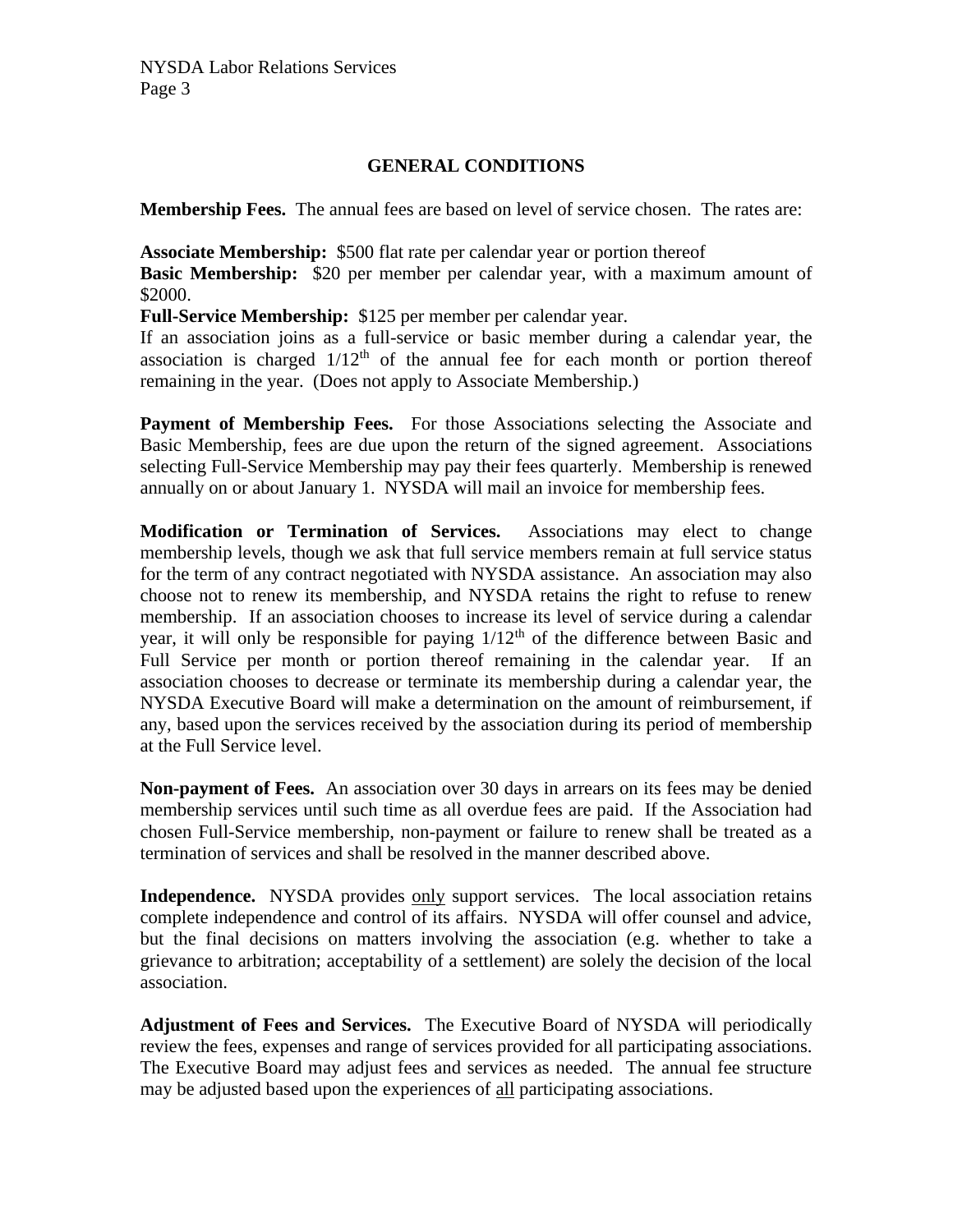## GENERAL CONDITIONS

**Membership Fees.** The annual fees are based on level of service chosen. The rates are:

**Associate Membership:** $500 flat rate per calendar year or portion thereof
**Basic Membership:** $20 per member per calendar year, with a maximum amount of $2000.
**Full-Service Membership:** $125 per member per calendar year.
If an association joins as a full-service or basic member during a calendar year, the association is charged $1/12^{th}$ of the annual fee for each month or portion thereof remaining in the year. (Does not apply to Associate Membership.)

**Payment of Membership Fees.** For those Associations selecting the Associate and Basic Membership, fees are due upon the return of the signed agreement. Associations selecting Full-Service Membership may pay their fees quarterly. Membership is renewed annually on or about January 1. NYSDA will mail an invoice for membership fees.

**Modification or Termination of Services.** Associations may elect to change membership levels, though we ask that full service members remain at full service status for the term of any contract negotiated with NYSDA assistance. An association may also choose not to renew its membership, and NYSDA retains the right to refuse to renew membership. If an association chooses to increase its level of service during a calendar year, it will only be responsible for paying $1/12^{th}$ of the difference between Basic and Full Service per month or portion thereof remaining in the calendar year. If an association chooses to decrease or terminate its membership during a calendar year, the NYSDA Executive Board will make a determination on the amount of reimbursement, if any, based upon the services received by the association during its period of membership at the Full Service level.

**Non-payment of Fees.** An association over 30 days in arrears on its fees may be denied membership services until such time as all overdue fees are paid. If the Association had chosen Full-Service membership, non-payment or failure to renew shall be treated as a termination of services and shall be resolved in the manner described above.

**Independence.** NYSDA provides only support services. The local association retains complete independence and control of its affairs. NYSDA will offer counsel and advice, but the final decisions on matters involving the association (e.g. whether to take a grievance to arbitration; acceptability of a settlement) are solely the decision of the local association.

**Adjustment of Fees and Services.** The Executive Board of NYSDA will periodically review the fees, expenses and range of services provided for all participating associations. The Executive Board may adjust fees and services as needed. The annual fee structure may be adjusted based upon the experiences of all participating associations.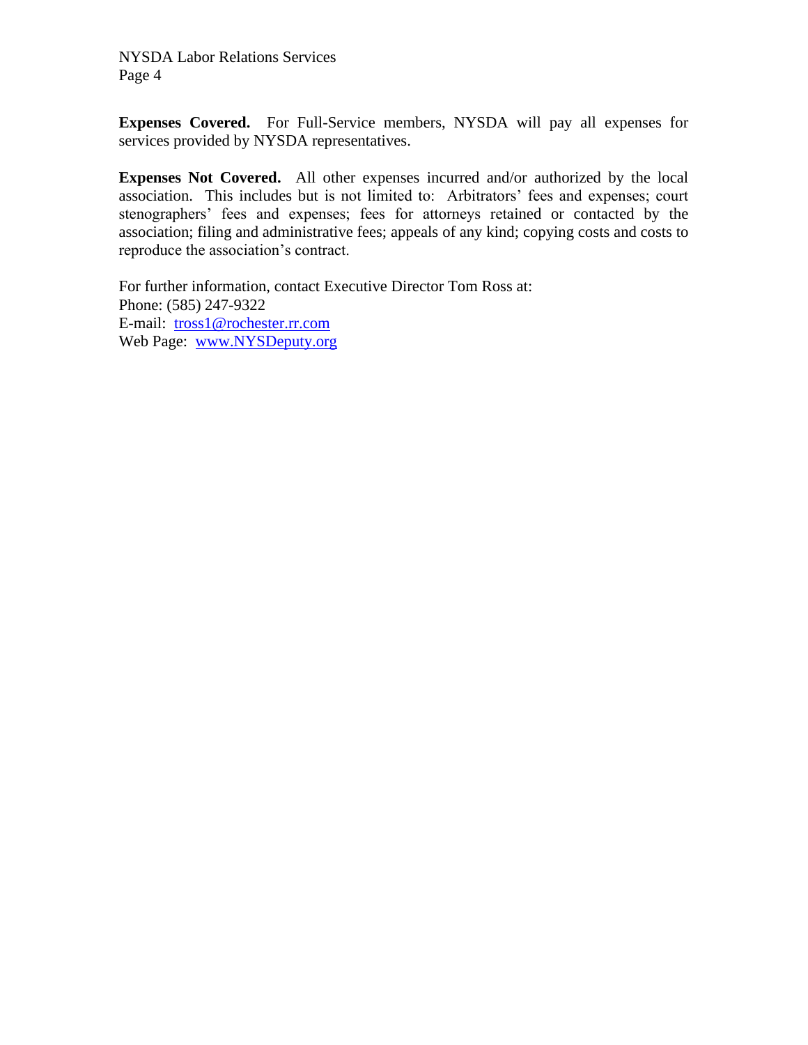**Expenses Covered.** For Full-Service members, NYSDA will pay all expenses for services provided by NYSDA representatives.

**Expenses Not Covered.** All other expenses incurred and/or authorized by the local association. This includes but is not limited to: Arbitrators' fees and expenses; court stenographers' fees and expenses; fees for attorneys retained or contacted by the association; filing and administrative fees; appeals of any kind; copying costs and costs to reproduce the association's contract.

For further information, contact Executive Director Tom Ross at:
Phone: (585) 247-9322
E-mail: tross1@rochester.rr.com
Web Page: www.NYSDeputy.org